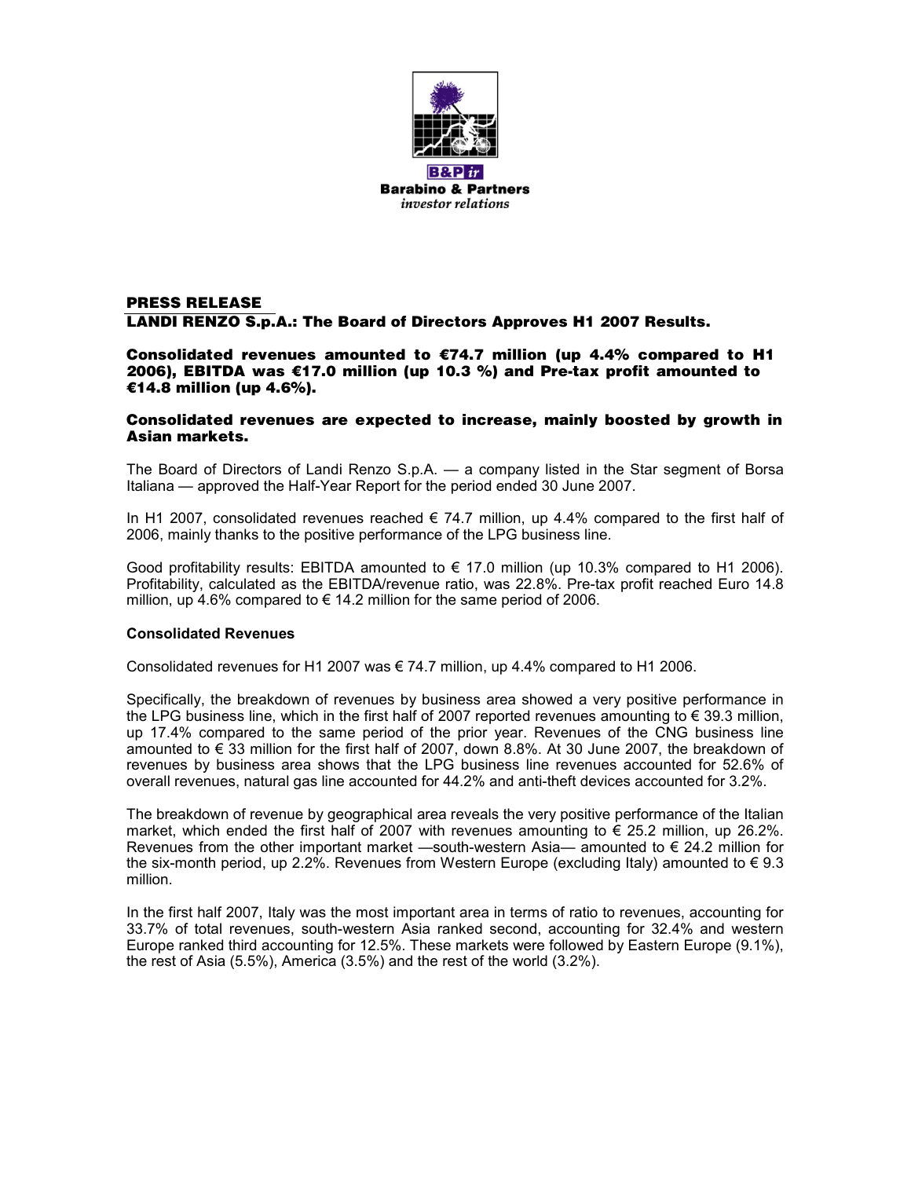B&P ir
**Barabino & Partners**
*investor relations*

## PRESS RELEASE

## LANDI RENZO S.p.A.: The Board of Directors Approves H1 2007 Results.

### Consolidated revenues amounted to €74.7 million (up 4.4% compared to H1 2006), EBITDA was €17.0 million (up 10.3 %) and Pre-tax profit amounted to €14.8 million (up 4.6%).

### Consolidated revenues are expected to increase, mainly boosted by growth in Asian markets.

The Board of Directors of Landi Renzo S.p.A. — a company listed in the Star segment of Borsa Italiana — approved the Half-Year Report for the period ended 30 June 2007.

In H1 2007, consolidated revenues reached € 74.7 million, up 4.4% compared to the first half of 2006, mainly thanks to the positive performance of the LPG business line.

Good profitability results: EBITDA amounted to € 17.0 million (up 10.3% compared to H1 2006). Profitability, calculated as the EBITDA/revenue ratio, was 22.8%. Pre-tax profit reached Euro 14.8 million, up 4.6% compared to € 14.2 million for the same period of 2006.

**Consolidated Revenues**

Consolidated revenues for H1 2007 was € 74.7 million, up 4.4% compared to H1 2006.

Specifically, the breakdown of revenues by business area showed a very positive performance in the LPG business line, which in the first half of 2007 reported revenues amounting to € 39.3 million, up 17.4% compared to the same period of the prior year. Revenues of the CNG business line amounted to € 33 million for the first half of 2007, down 8.8%. At 30 June 2007, the breakdown of revenues by business area shows that the LPG business line revenues accounted for 52.6% of overall revenues, natural gas line accounted for 44.2% and anti-theft devices accounted for 3.2%.

The breakdown of revenue by geographical area reveals the very positive performance of the Italian market, which ended the first half of 2007 with revenues amounting to € 25.2 million, up 26.2%. Revenues from the other important market —south-western Asia— amounted to € 24.2 million for the six-month period, up 2.2%. Revenues from Western Europe (excluding Italy) amounted to € 9.3 million.

In the first half 2007, Italy was the most important area in terms of ratio to revenues, accounting for 33.7% of total revenues, south-western Asia ranked second, accounting for 32.4% and western Europe ranked third accounting for 12.5%. These markets were followed by Eastern Europe (9.1%), the rest of Asia (5.5%), America (3.5%) and the rest of the world (3.2%).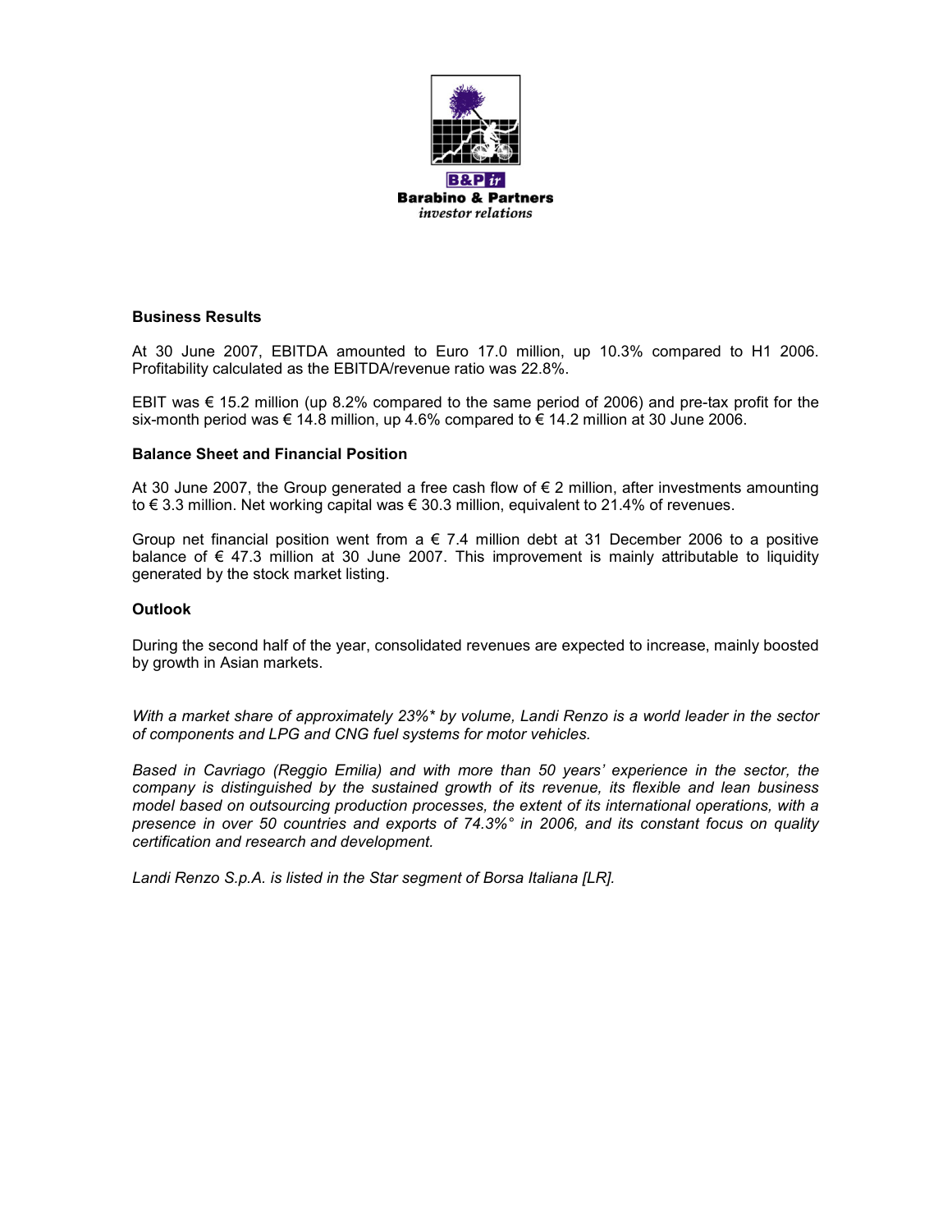### Business Results

At 30 June 2007, EBITDA amounted to Euro 17.0 million, up 10.3% compared to H1 2006. Profitability calculated as the EBITDA/revenue ratio was 22.8%.

EBIT was € 15.2 million (up 8.2% compared to the same period of 2006) and pre-tax profit for the six-month period was € 14.8 million, up 4.6% compared to € 14.2 million at 30 June 2006.

### Balance Sheet and Financial Position

At 30 June 2007, the Group generated a free cash flow of € 2 million, after investments amounting to € 3.3 million. Net working capital was € 30.3 million, equivalent to 21.4% of revenues.

Group net financial position went from a € 7.4 million debt at 31 December 2006 to a positive balance of € 47.3 million at 30 June 2007. This improvement is mainly attributable to liquidity generated by the stock market listing.

### Outlook

During the second half of the year, consolidated revenues are expected to increase, mainly boosted by growth in Asian markets.

*With a market share of approximately 23%\* by volume, Landi Renzo is a world leader in the sector of components and LPG and CNG fuel systems for motor vehicles.*

*Based in Cavriago (Reggio Emilia) and with more than 50 years' experience in the sector, the company is distinguished by the sustained growth of its revenue, its flexible and lean business model based on outsourcing production processes, the extent of its international operations, with a presence in over 50 countries and exports of 74.3%° in 2006, and its constant focus on quality certification and research and development.*

*Landi Renzo S.p.A. is listed in the Star segment of Borsa Italiana [LR].*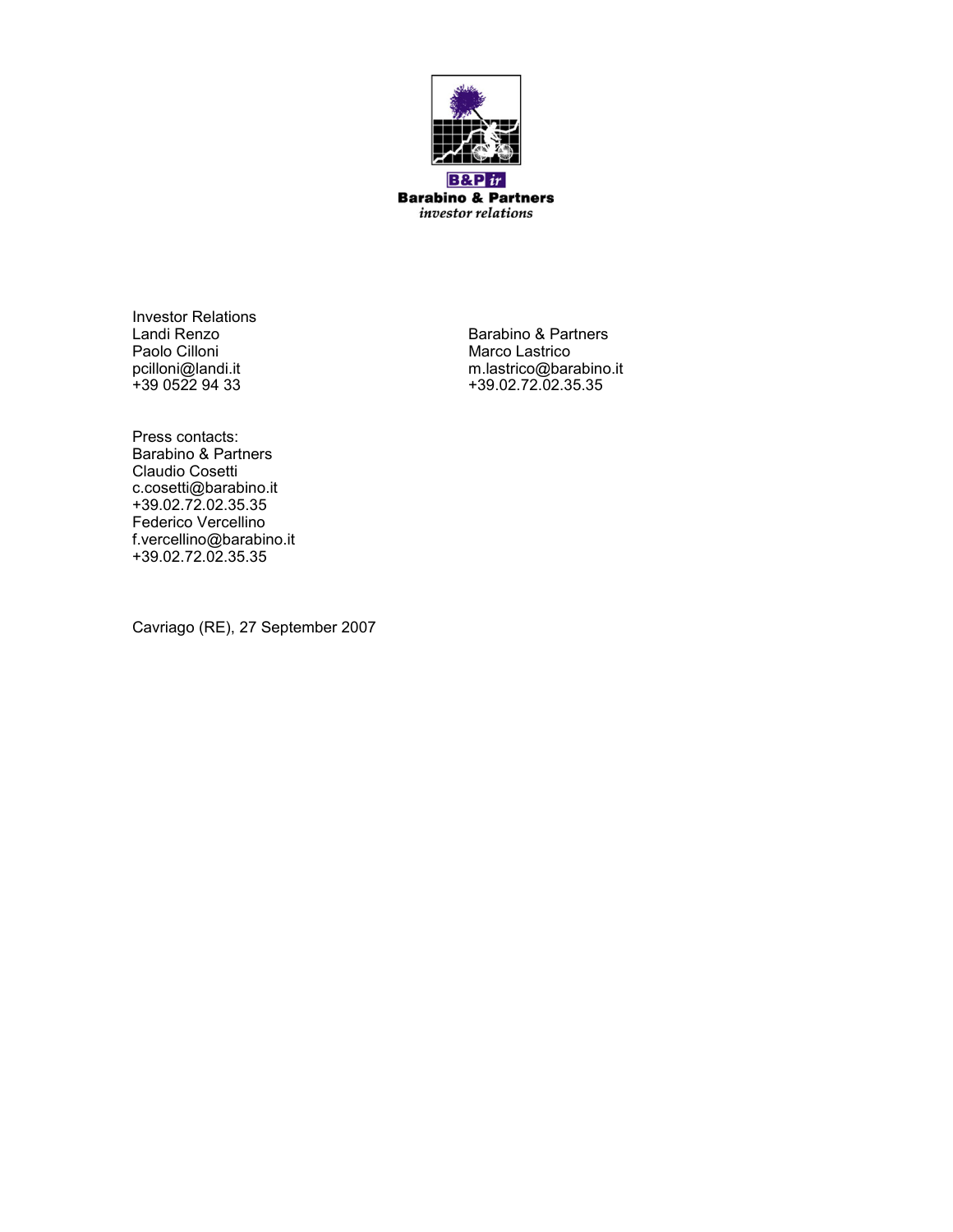B&P ir
**Barabino & Partners**
*investor relations*

Investor Relations
Landi Renzo
Paolo Cilloni
pcilloni@landi.it
+39 0522 94 33

Barabino & Partners
Marco Lastrico
m.lastrico@barabino.it
+39.02.72.02.35.35

Press contacts:
Barabino & Partners
Claudio Cosetti
c.cosetti@barabino.it
+39.02.72.02.35.35
Federico Vercellino
f.vercellino@barabino.it
+39.02.72.02.35.35

Cavriago (RE), 27 September 2007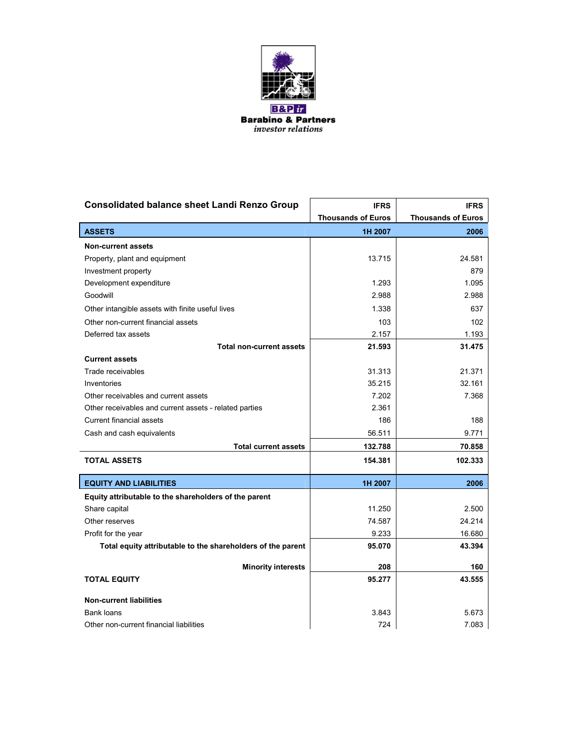**Barabino & Partners**
*investor relations*

| Consolidated balance sheet Landi Renzo Group | IFRS Thousands of Euros | IFRS Thousands of Euros |
|---|---|---|
| **ASSETS** | **1H 2007** | **2006** |
| **Non-current assets** | | |
| Property, plant and equipment | 13.715 | 24.581 |
| Investment property | | 879 |
| Development expenditure | 1.293 | 1.095 |
| Goodwill | 2.988 | 2.988 |
| Other intangible assets with finite useful lives | 1.338 | 637 |
| Other non-current financial assets | 103 | 102 |
| Deferred tax assets | 2.157 | 1.193 |
| **Total non-current assets** | **21.593** | **31.475** |
| **Current assets** | | |
| Trade receivables | 31.313 | 21.371 |
| Inventories | 35.215 | 32.161 |
| Other receivables and current assets | 7.202 | 7.368 |
| Other receivables and current assets - related parties | 2.361 | |
| Current financial assets | 186 | 188 |
| Cash and cash equivalents | 56.511 | 9.771 |
| **Total current assets** | **132.788** | **70.858** |
| **TOTAL ASSETS** | **154.381** | **102.333** |
| **EQUITY AND LIABILITIES** | **1H 2007** | **2006** |
| **Equity attributable to the shareholders of the parent** | | |
| Share capital | 11.250 | 2.500 |
| Other reserves | 74.587 | 24.214 |
| Profit for the year | 9.233 | 16.680 |
| **Total equity attributable to the shareholders of the parent** | **95.070** | **43.394** |
| **Minority interests** | **208** | **160** |
| **TOTAL EQUITY** | **95.277** | **43.555** |
| **Non-current liabilities** | | |
| Bank loans | 3.843 | 5.673 |
| Other non-current financial liabilities | 724 | 7.083 |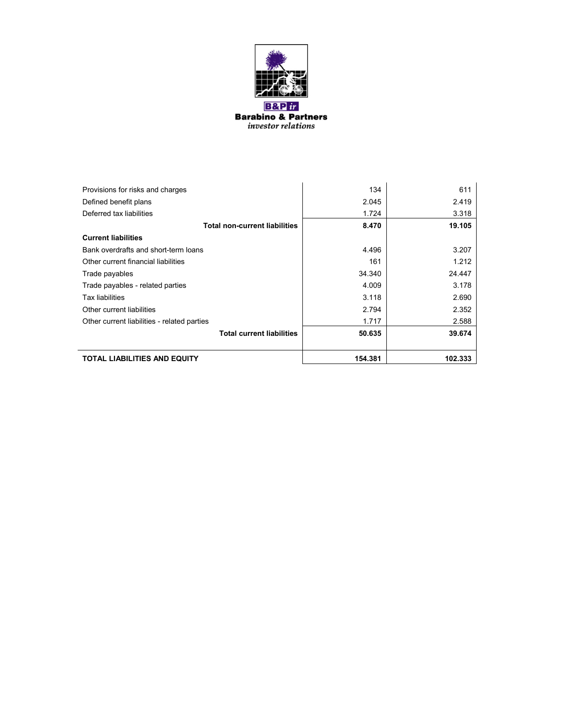| | | |
|---|---|---|
| Provisions for risks and charges | 134 | 611 |
| Defined benefit plans | 2.045 | 2.419 |
| Deferred tax liabilities | 1.724 | 3.318 |
| **Total non-current liabilities** | **8.470** | **19.105** |
| **Current liabilities** | | |
| Bank overdrafts and short-term loans | 4.496 | 3.207 |
| Other current financial liabilities | 161 | 1.212 |
| Trade payables | 34.340 | 24.447 |
| Trade payables - related parties | 4.009 | 3.178 |
| Tax liabilities | 3.118 | 2.690 |
| Other current liabilities | 2.794 | 2.352 |
| Other current liabilities - related parties | 1.717 | 2.588 |
| **Total current liabilities** | **50.635** | **39.674** |
| | | |
| **TOTAL LIABILITIES AND EQUITY** | **154.381** | **102.333** |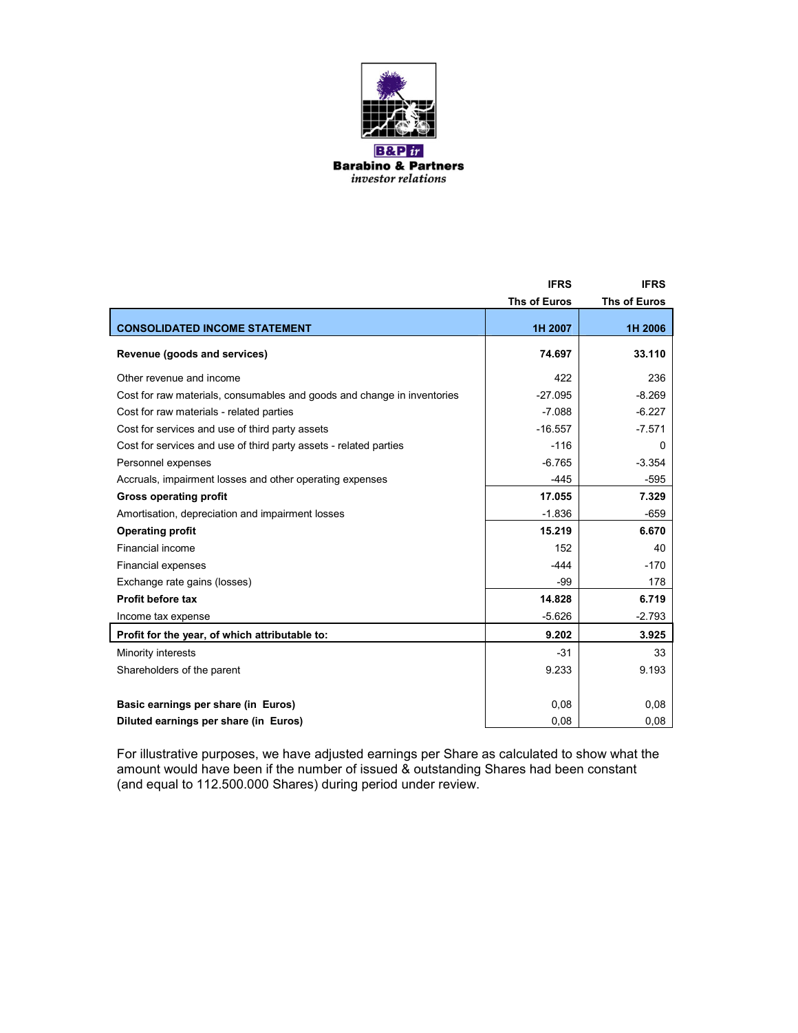Barabino & Partners
*investor relations*

| | IFRS | IFRS |
|---|---|---|
| | Ths of Euros | Ths of Euros |
| **CONSOLIDATED INCOME STATEMENT** | **1H 2007** | **1H 2006** |
| **Revenue (goods and services)** | **74.697** | **33.110** |
| Other revenue and income | 422 | 236 |
| Cost for raw materials, consumables and goods and change in inventories | -27.095 | -8.269 |
| Cost for raw materials - related parties | -7.088 | -6.227 |
| Cost for services and use of third party assets | -16.557 | -7.571 |
| Cost for services and use of third party assets - related parties | -116 | 0 |
| Personnel expenses | -6.765 | -3.354 |
| Accruals, impairment losses and other operating expenses | -445 | -595 |
| **Gross operating profit** | **17.055** | **7.329** |
| Amortisation, depreciation and impairment losses | -1.836 | -659 |
| **Operating profit** | **15.219** | **6.670** |
| Financial income | 152 | 40 |
| Financial expenses | -444 | -170 |
| Exchange rate gains (losses) | -99 | 178 |
| **Profit before tax** | **14.828** | **6.719** |
| Income tax expense | -5.626 | -2.793 |
| **Profit for the year, of which attributable to:** | **9.202** | **3.925** |
| Minority interests | -31 | 33 |
| Shareholders of the parent | 9.233 | 9.193 |
| **Basic earnings per share (in Euros)** | 0,08 | 0,08 |
| **Diluted earnings per share (in Euros)** | 0,08 | 0,08 |

For illustrative purposes, we have adjusted earnings per Share as calculated to show what the amount would have been if the number of issued & outstanding Shares had been constant (and equal to 112.500.000 Shares) during period under review.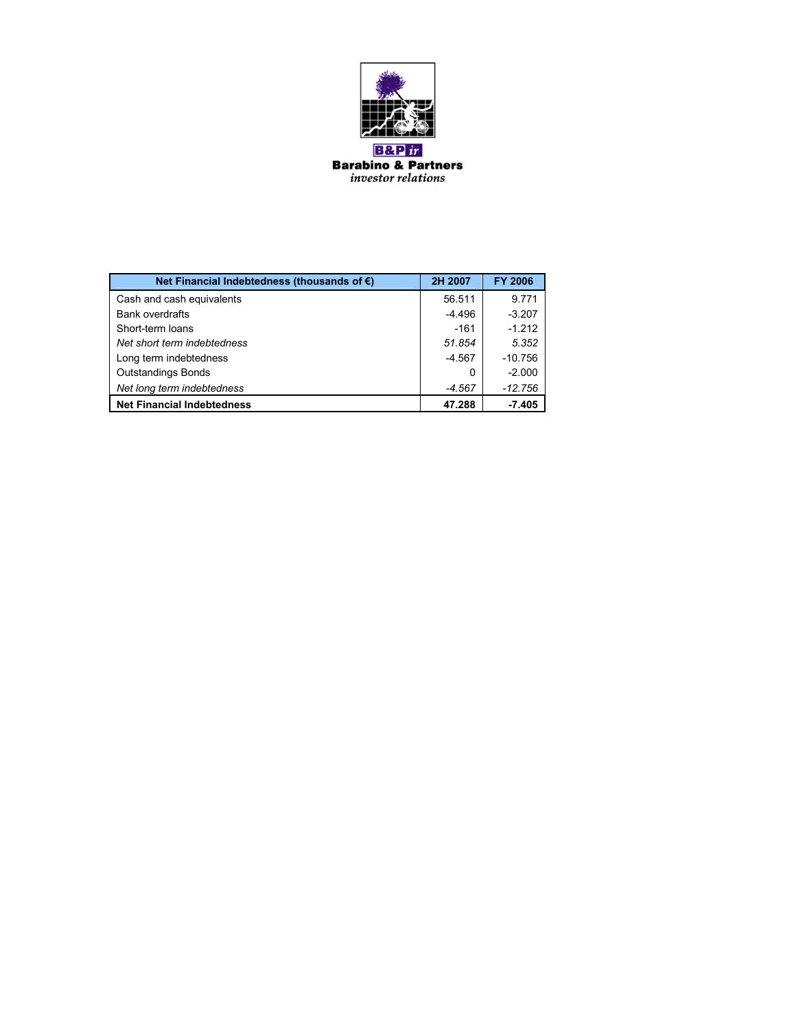Barabino & Partners
*investor relations*

| Net Financial Indebtedness (thousands of €) | 2H 2007 | FY 2006 |
|---|---|---|
| Cash and cash equivalents | 56.511 | 9.771 |
| Bank overdrafts | -4.496 | -3.207 |
| Short-term loans | -161 | -1.212 |
| *Net short term indebtedness* | *51.854* | *5.352* |
| Long term indebtedness | -4.567 | -10.756 |
| Outstandings Bonds | 0 | -2.000 |
| *Net long term indebtedness* | *-4.567* | *-12.756* |
| **Net Financial Indebtedness** | **47.288** | **-7.405** |